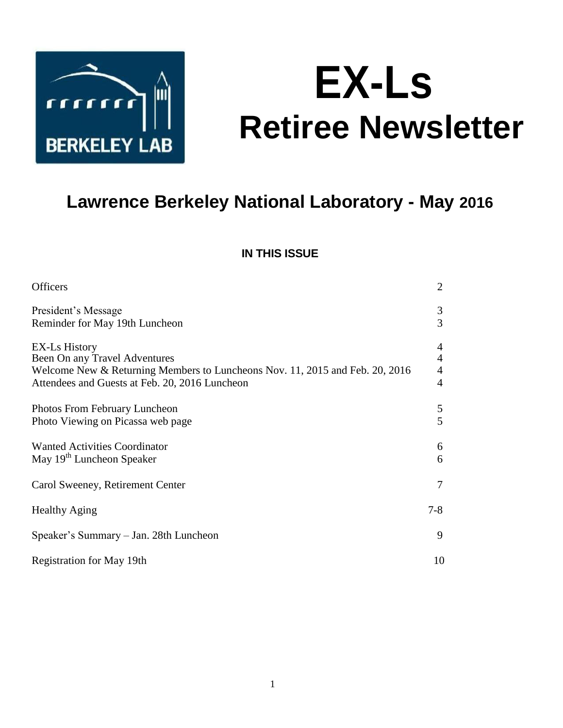# EX-Ls
# Retiree Newsletter

## Lawrence Berkeley National Laboratory - May 2016

### IN THIS ISSUE

| | |
|---|---|
| Officers | 2 |
| President's Message | 3 |
| Reminder for May 19th Luncheon | 3 |
| EX-Ls History | 4 |
| Been On any Travel Adventures | 4 |
| Welcome New & Returning Members to Luncheons Nov. 11, 2015 and Feb. 20, 2016 | 4 |
| Attendees and Guests at Feb. 20, 2016 Luncheon | 4 |
| Photos From February Luncheon | 5 |
| Photo Viewing on Picassa web page | 5 |
| Wanted Activities Coordinator | 6 |
| May 19th Luncheon Speaker | 6 |
| Carol Sweeney, Retirement Center | 7 |
| Healthy Aging | 7-8 |
| Speaker's Summary – Jan. 28th Luncheon | 9 |
| Registration for May 19th | 10 |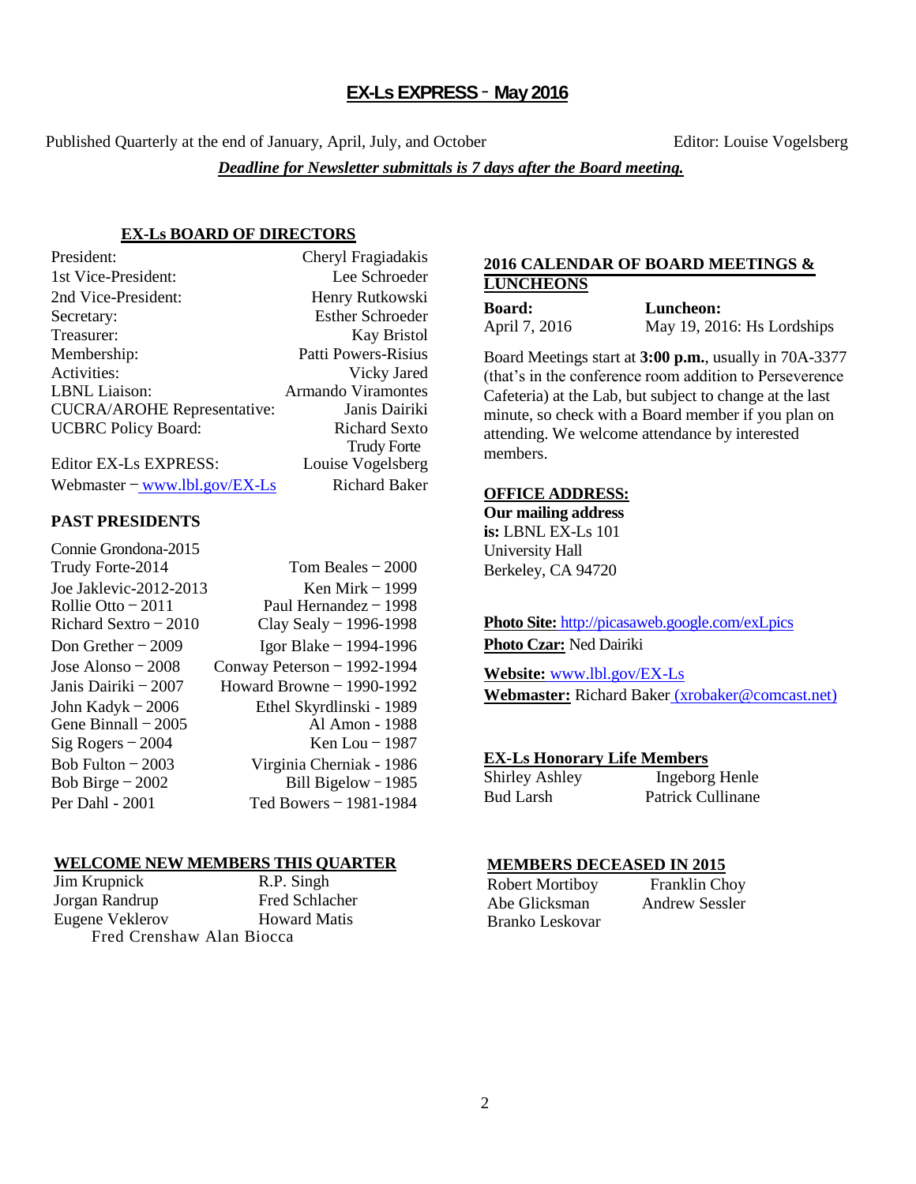# EX-Ls EXPRESS - May 2016

Published Quarterly at the end of January, April, July, and October

Editor: Louise Vogelsberg

***Deadline for Newsletter submittals is 7 days after the Board meeting.***

## EX-Ls BOARD OF DIRECTORS

| | |
|---|---|
| President: | Cheryl Fragiadakis |
| 1st Vice-President: | Lee Schroeder |
| 2nd Vice-President: | Henry Rutkowski |
| Secretary: | Esther Schroeder |
| Treasurer: | Kay Bristol |
| Membership: | Patti Powers-Risius |
| Activities: | Vicky Jared |
| LBNL Liaison: | Armando Viramontes |
| CUCRA/AROHE Representative: | Janis Dairiki |
| UCBRC Policy Board: | Richard Sexto<br>Trudy Forte |
| Editor EX-Ls EXPRESS: | Louise Vogelsberg |
| Webmaster – www.lbl.gov/EX-Ls | Richard Baker |

## PAST PRESIDENTS

| | |
|---|---|
| Connie Grondona-2015 | |
| Trudy Forte-2014 | Tom Beales – 2000 |
| Joe Jaklevic-2012-2013 | Ken Mirk – 1999 |
| Rollie Otto – 2011 | Paul Hernandez – 1998 |
| Richard Sextro – 2010 | Clay Sealy – 1996-1998 |
| Don Grether – 2009 | Igor Blake – 1994-1996 |
| Jose Alonso – 2008 | Conway Peterson – 1992-1994 |
| Janis Dairiki – 2007 | Howard Browne – 1990-1992 |
| John Kadyk – 2006 | Ethel Skyrdlinski - 1989 |
| Gene Binnall – 2005 | Al Amon - 1988 |
| Sig Rogers – 2004 | Ken Lou – 1987 |
| Bob Fulton – 2003 | Virginia Cherniak - 1986 |
| Bob Birge – 2002 | Bill Bigelow – 1985 |
| Per Dahl - 2001 | Ted Bowers – 1981-1984 |

## WELCOME NEW MEMBERS THIS QUARTER

| | |
|---|---|
| Jim Krupnick | R.P. Singh |
| Jorgan Randrup | Fred Schlacher |
| Eugene Veklerov | Howard Matis |
| Fred Crenshaw | Alan Biocca |

## 2016 CALENDAR OF BOARD MEETINGS & LUNCHEONS

| **Board:** | **Luncheon:** |
|---|---|
| April 7, 2016 | May 19, 2016: Hs Lordships |

Board Meetings start at **3:00 p.m.**, usually in 70A-3377 (that's in the conference room addition to Perseverence Cafeteria) at the Lab, but subject to change at the last minute, so check with a Board member if you plan on attending. We welcome attendance by interested members.

## OFFICE ADDRESS:

**Our mailing address is:** LBNL EX-Ls 101 University Hall Berkeley, CA 94720

**Photo Site:** http://picasaweb.google.com/exLpics

**Photo Czar:** Ned Dairiki

**Website:** www.lbl.gov/EX-Ls

**Webmaster:** Richard Baker (xrobaker@comcast.net)

## EX-Ls Honorary Life Members

| | |
|---|---|
| Shirley Ashley | Ingeborg Henle |
| Bud Larsh | Patrick Cullinane |

## MEMBERS DECEASED IN 2015

| | |
|---|---|
| Robert Mortiboy | Franklin Choy |
| Abe Glicksman | Andrew Sessler |
| Branko Leskovar | |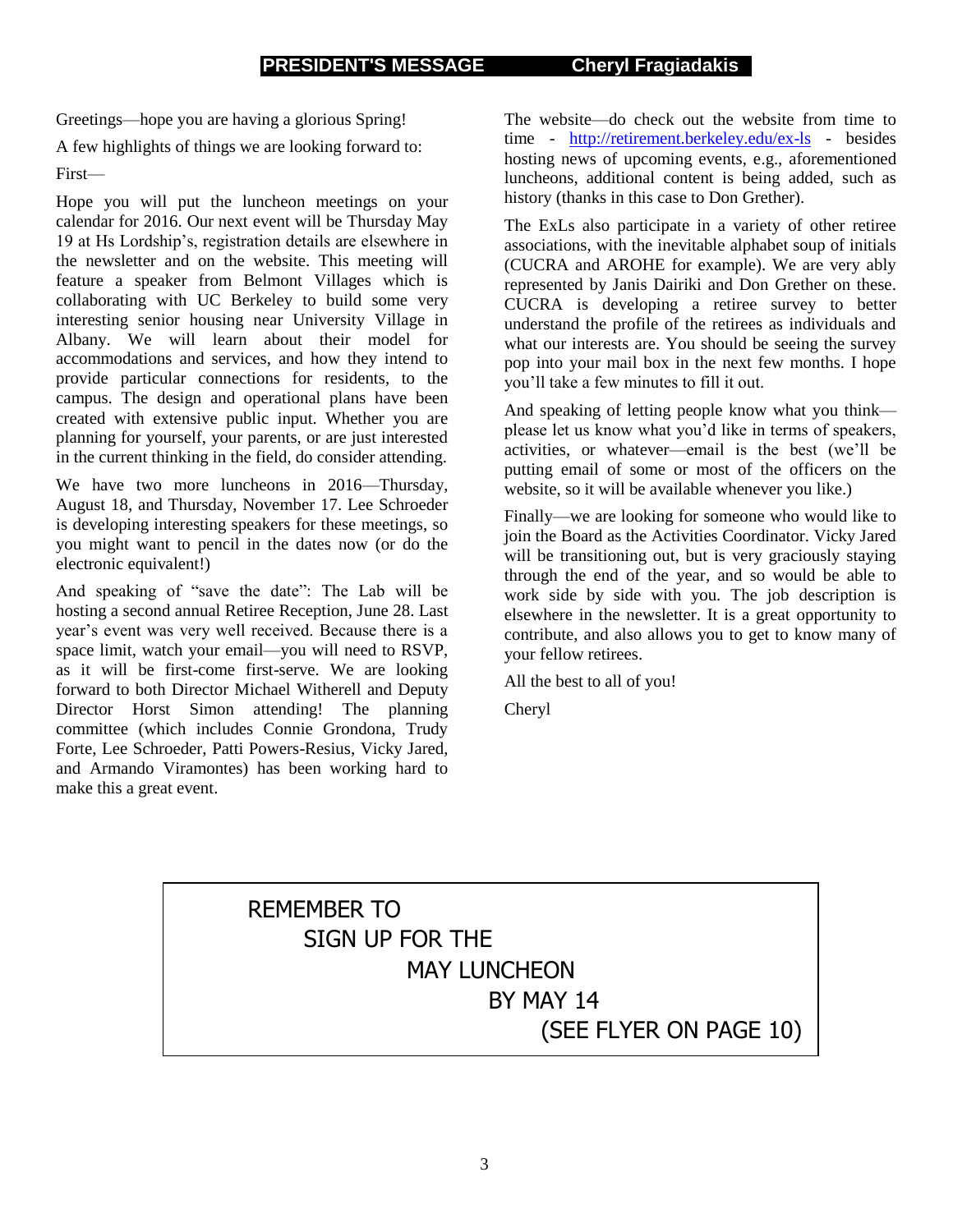## PRESIDENT'S MESSAGE Cheryl Fragiadakis

Greetings—hope you are having a glorious Spring!

A few highlights of things we are looking forward to:

First—

Hope you will put the luncheon meetings on your calendar for 2016. Our next event will be Thursday May 19 at Hs Lordship's, registration details are elsewhere in the newsletter and on the website. This meeting will feature a speaker from Belmont Villages which is collaborating with UC Berkeley to build some very interesting senior housing near University Village in Albany. We will learn about their model for accommodations and services, and how they intend to provide particular connections for residents, to the campus. The design and operational plans have been created with extensive public input. Whether you are planning for yourself, your parents, or are just interested in the current thinking in the field, do consider attending.

We have two more luncheons in 2016—Thursday, August 18, and Thursday, November 17. Lee Schroeder is developing interesting speakers for these meetings, so you might want to pencil in the dates now (or do the electronic equivalent!)

And speaking of "save the date": The Lab will be hosting a second annual Retiree Reception, June 28. Last year's event was very well received. Because there is a space limit, watch your email—you will need to RSVP, as it will be first-come first-serve. We are looking forward to both Director Michael Witherell and Deputy Director Horst Simon attending! The planning committee (which includes Connie Grondona, Trudy Forte, Lee Schroeder, Patti Powers-Resius, Vicky Jared, and Armando Viramontes) has been working hard to make this a great event.

The website—do check out the website from time to time - http://retirement.berkeley.edu/ex-ls - besides hosting news of upcoming events, e.g., aforementioned luncheons, additional content is being added, such as history (thanks in this case to Don Grether).

The ExLs also participate in a variety of other retiree associations, with the inevitable alphabet soup of initials (CUCRA and AROHE for example). We are very ably represented by Janis Dairiki and Don Grether on these. CUCRA is developing a retiree survey to better understand the profile of the retirees as individuals and what our interests are. You should be seeing the survey pop into your mail box in the next few months. I hope you'll take a few minutes to fill it out.

And speaking of letting people know what you think—please let us know what you'd like in terms of speakers, activities, or whatever—email is the best (we'll be putting email of some or most of the officers on the website, so it will be available whenever you like.)

Finally—we are looking for someone who would like to join the Board as the Activities Coordinator. Vicky Jared will be transitioning out, but is very graciously staying through the end of the year, and so would be able to work side by side with you. The job description is elsewhere in the newsletter. It is a great opportunity to contribute, and also allows you to get to know many of your fellow retirees.

All the best to all of you!

Cheryl

REMEMBER TO
SIGN UP FOR THE
MAY LUNCHEON
BY MAY 14
(SEE FLYER ON PAGE 10)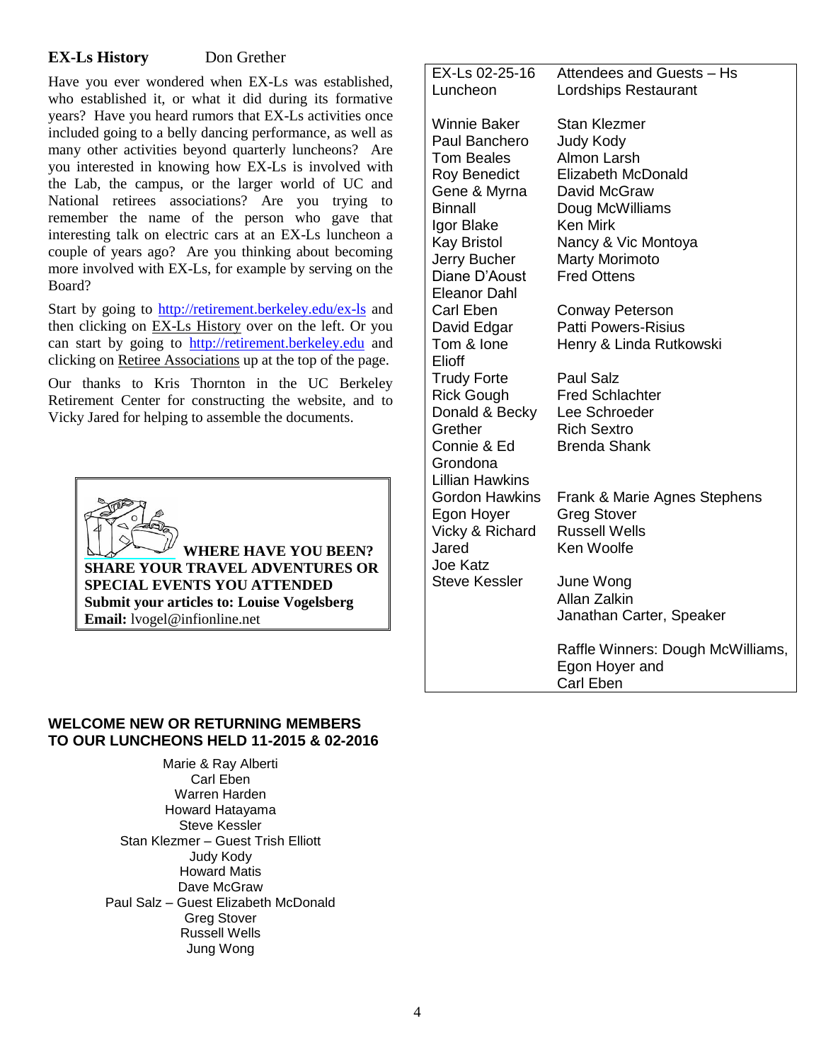## EX-Ls History    Don Grether

Have you ever wondered when EX-Ls was established, who established it, or what it did during its formative years? Have you heard rumors that EX-Ls activities once included going to a belly dancing performance, as well as many other activities beyond quarterly luncheons? Are you interested in knowing how EX-Ls is involved with the Lab, the campus, or the larger world of UC and National retirees associations? Are you trying to remember the name of the person who gave that interesting talk on electric cars at an EX-Ls luncheon a couple of years ago? Are you thinking about becoming more involved with EX-Ls, for example by serving on the Board?

Start by going to http://retirement.berkeley.edu/ex-ls and then clicking on EX-Ls History over on the left. Or you can start by going to http://retirement.berkeley.edu and clicking on Retiree Associations up at the top of the page.

Our thanks to Kris Thornton in the UC Berkeley Retirement Center for constructing the website, and to Vicky Jared for helping to assemble the documents.

**WHERE HAVE YOU BEEN?**
**SHARE YOUR TRAVEL ADVENTURES OR SPECIAL EVENTS YOU ATTENDED**
**Submit your articles to: Louise Vogelsberg**
**Email:** lvogel@infionline.net

| EX-Ls 02-25-16 Luncheon | Attendees and Guests – Hs Lordships Restaurant |
|---|---|
| Winnie Baker | Stan Klezmer |
| Paul Banchero | Judy Kody |
| Tom Beales | Almon Larsh |
| Roy Benedict | Elizabeth McDonald |
| Gene & Myrna Binnall | David McGraw |
| | Doug McWilliams |
| Igor Blake | Ken Mirk |
| Kay Bristol | Nancy & Vic Montoya |
| Jerry Bucher | Marty Morimoto |
| Diane D'Aoust | Fred Ottens |
| Eleanor Dahl | |
| Carl Eben | Conway Peterson |
| David Edgar | Patti Powers-Risius |
| Tom & Ione Elioff | Henry & Linda Rutkowski |
| Trudy Forte | Paul Salz |
| Rick Gough | Fred Schlachter |
| Donald & Becky Grether | Lee Schroeder |
| | Rich Sextro |
| Connie & Ed Grondona | Brenda Shank |
| Lillian Hawkins | |
| Gordon Hawkins | Frank & Marie Agnes Stephens |
| Egon Hoyer | Greg Stover |
| Vicky & Richard Jared | Russell Wells |
| | Ken Woolfe |
| Joe Katz | |
| Steve Kessler | June Wong |
| | Allan Zalkin |
| | Janathan Carter, Speaker |
| | Raffle Winners: Dough McWilliams, Egon Hoyer and Carl Eben |

### WELCOME NEW OR RETURNING MEMBERS TO OUR LUNCHEONS HELD 11-2015 & 02-2016

Marie & Ray Alberti
Carl Eben
Warren Harden
Howard Hatayama
Steve Kessler
Stan Klezmer – Guest Trish Elliott
Judy Kody
Howard Matis
Dave McGraw
Paul Salz – Guest Elizabeth McDonald
Greg Stover
Russell Wells
Jung Wong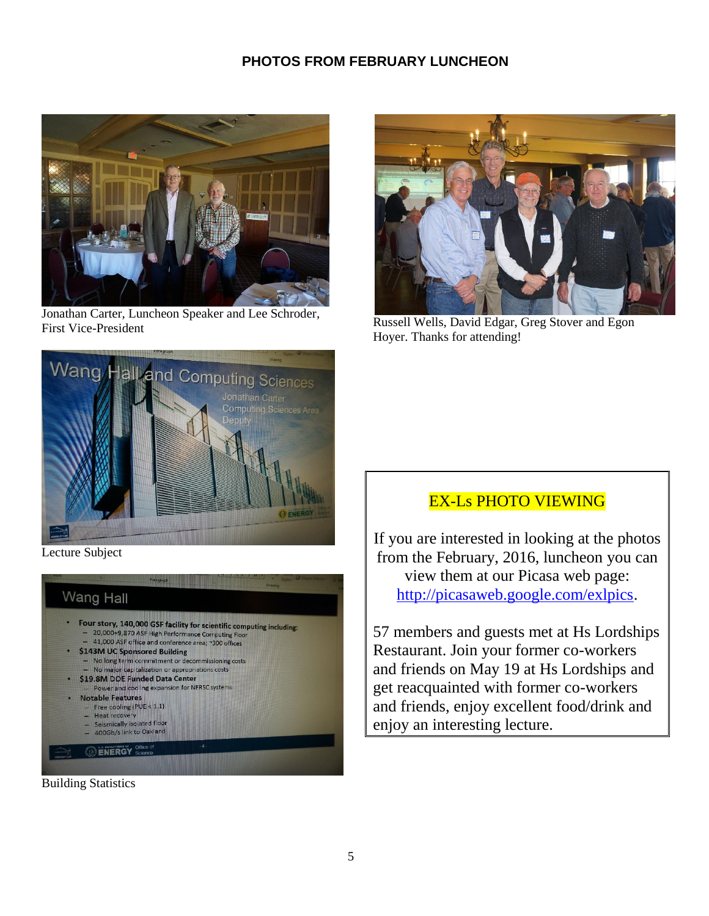## PHOTOS FROM FEBRUARY LUNCHEON

Jonathan Carter, Luncheon Speaker and Lee Schroder, First Vice-President

Russell Wells, David Edgar, Greg Stover and Egon Hoyer. Thanks for attending!

Lecture Subject

Building Statistics

### EX-Ls PHOTO VIEWING

If you are interested in looking at the photos from the February, 2016, luncheon you can view them at our Picasa web page: [http://picasaweb.google.com/exlpics](http://picasaweb.google.com/exlpics).

57 members and guests met at Hs Lordships Restaurant. Join your former co-workers and friends on May 19 at Hs Lordships and get reacquainted with former co-workers and friends, enjoy excellent food/drink and enjoy an interesting lecture.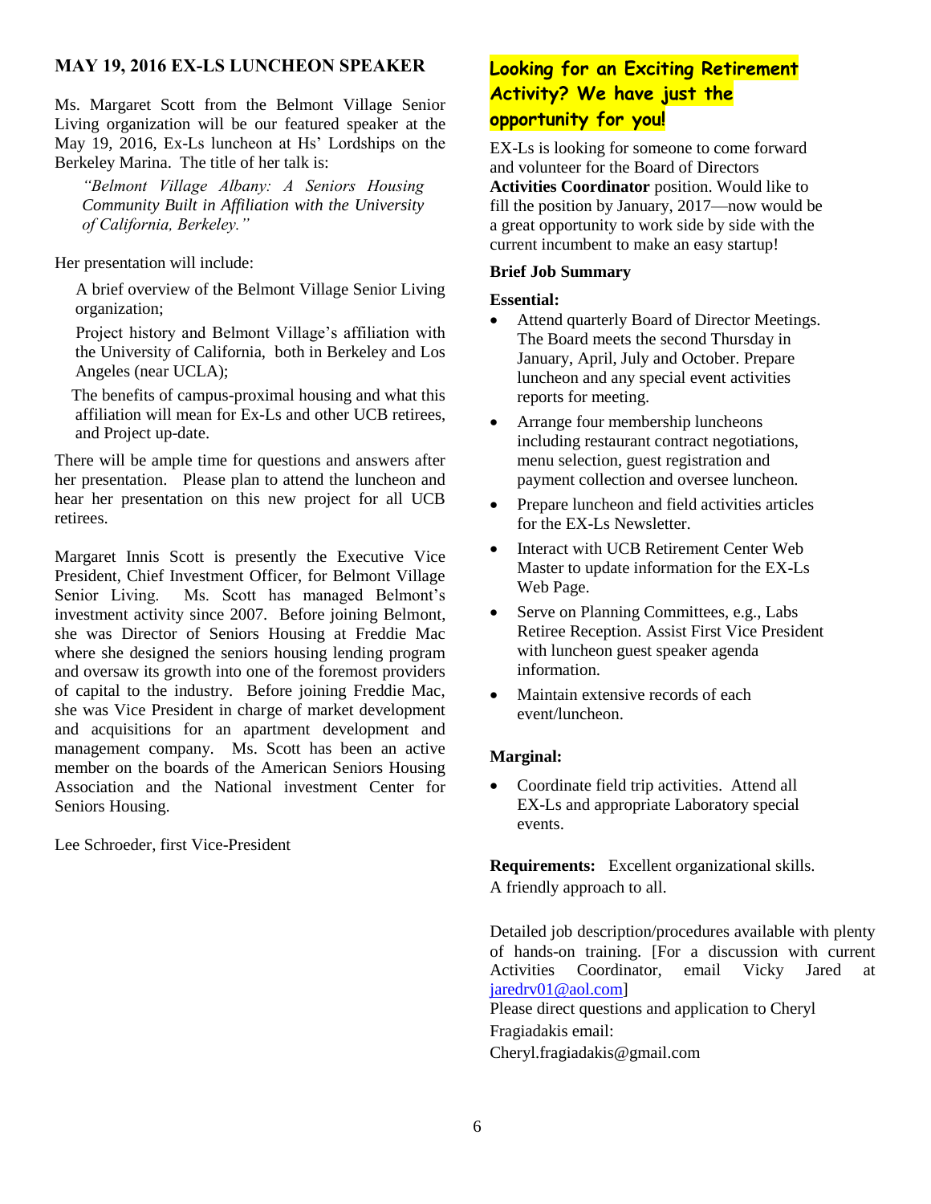## MAY 19, 2016 EX-LS LUNCHEON SPEAKER

Ms. Margaret Scott from the Belmont Village Senior Living organization will be our featured speaker at the May 19, 2016, Ex-Ls luncheon at Hs' Lordships on the Berkeley Marina. The title of her talk is:

> *"Belmont Village Albany: A Seniors Housing Community Built in Affiliation with the University of California, Berkeley."*

Her presentation will include:

A brief overview of the Belmont Village Senior Living organization;

Project history and Belmont Village's affiliation with the University of California, both in Berkeley and Los Angeles (near UCLA);

The benefits of campus-proximal housing and what this affiliation will mean for Ex-Ls and other UCB retirees, and Project up-date.

There will be ample time for questions and answers after her presentation. Please plan to attend the luncheon and hear her presentation on this new project for all UCB retirees.

Margaret Innis Scott is presently the Executive Vice President, Chief Investment Officer, for Belmont Village Senior Living. Ms. Scott has managed Belmont's investment activity since 2007. Before joining Belmont, she was Director of Seniors Housing at Freddie Mac where she designed the seniors housing lending program and oversaw its growth into one of the foremost providers of capital to the industry. Before joining Freddie Mac, she was Vice President in charge of market development and acquisitions for an apartment development and management company. Ms. Scott has been an active member on the boards of the American Seniors Housing Association and the National investment Center for Seniors Housing.

Lee Schroeder, first Vice-President

## Looking for an Exciting Retirement Activity? We have just the opportunity for you!

EX-Ls is looking for someone to come forward and volunteer for the Board of Directors **Activities Coordinator** position. Would like to fill the position by January, 2017—now would be a great opportunity to work side by side with the current incumbent to make an easy startup!

**Brief Job Summary**

**Essential:**

- Attend quarterly Board of Director Meetings. The Board meets the second Thursday in January, April, July and October. Prepare luncheon and any special event activities reports for meeting.
- Arrange four membership luncheons including restaurant contract negotiations, menu selection, guest registration and payment collection and oversee luncheon.
- Prepare luncheon and field activities articles for the EX-Ls Newsletter.
- Interact with UCB Retirement Center Web Master to update information for the EX-Ls Web Page.
- Serve on Planning Committees, e.g., Labs Retiree Reception. Assist First Vice President with luncheon guest speaker agenda information.
- Maintain extensive records of each event/luncheon.

**Marginal:**

- Coordinate field trip activities. Attend all EX-Ls and appropriate Laboratory special events.

**Requirements:** Excellent organizational skills. A friendly approach to all.

Detailed job description/procedures available with plenty of hands-on training. [For a discussion with current Activities Coordinator, email Vicky Jared at jaredrv01@aol.com]

Please direct questions and application to Cheryl Fragiadakis email:
Cheryl.fragiadakis@gmail.com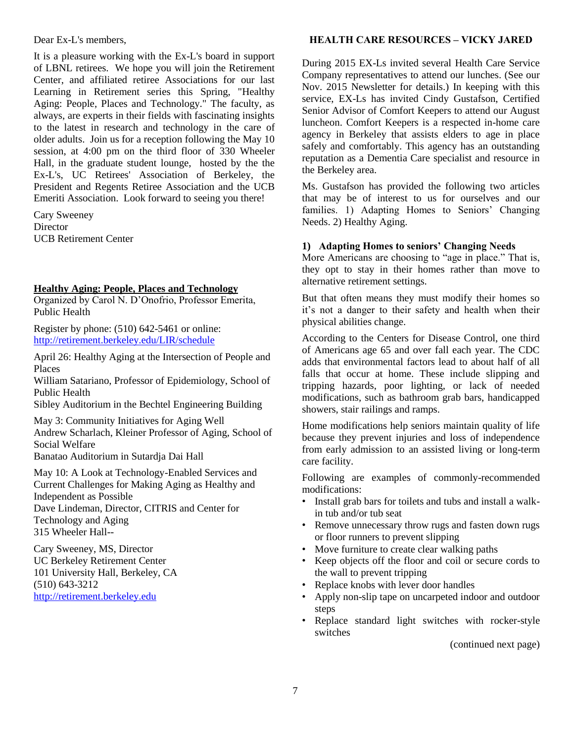Dear Ex-L's members,

It is a pleasure working with the Ex-L's board in support of LBNL retirees. We hope you will join the Retirement Center, and affiliated retiree Associations for our last Learning in Retirement series this Spring, "Healthy Aging: People, Places and Technology." The faculty, as always, are experts in their fields with fascinating insights to the latest in research and technology in the care of older adults. Join us for a reception following the May 10 session, at 4:00 pm on the third floor of 330 Wheeler Hall, in the graduate student lounge, hosted by the the Ex-L's, UC Retirees' Association of Berkeley, the President and Regents Retiree Association and the UCB Emeriti Association. Look forward to seeing you there!

Cary Sweeney
Director
UCB Retirement Center

**Healthy Aging: People, Places and Technology**

Organized by Carol N. D'Onofrio, Professor Emerita, Public Health

Register by phone: (510) 642-5461 or online: http://retirement.berkeley.edu/LIR/schedule

April 26: Healthy Aging at the Intersection of People and Places
William Satariano, Professor of Epidemiology, School of Public Health
Sibley Auditorium in the Bechtel Engineering Building

May 3: Community Initiatives for Aging Well
Andrew Scharlach, Kleiner Professor of Aging, School of Social Welfare
Banatao Auditorium in Sutardja Dai Hall

May 10: A Look at Technology-Enabled Services and Current Challenges for Making Aging as Healthy and Independent as Possible
Dave Lindeman, Director, CITRIS and Center for Technology and Aging
315 Wheeler Hall--

Cary Sweeney, MS, Director
UC Berkeley Retirement Center
101 University Hall, Berkeley, CA
(510) 643-3212
http://retirement.berkeley.edu

## HEALTH CARE RESOURCES – VICKY JARED

During 2015 EX-Ls invited several Health Care Service Company representatives to attend our lunches. (See our Nov. 2015 Newsletter for details.) In keeping with this service, EX-Ls has invited Cindy Gustafson, Certified Senior Advisor of Comfort Keepers to attend our August luncheon. Comfort Keepers is a respected in-home care agency in Berkeley that assists elders to age in place safely and comfortably. This agency has an outstanding reputation as a Dementia Care specialist and resource in the Berkeley area.

Ms. Gustafson has provided the following two articles that may be of interest to us for ourselves and our families. 1) Adapting Homes to Seniors' Changing Needs. 2) Healthy Aging.

### 1) Adapting Homes to seniors' Changing Needs

More Americans are choosing to "age in place." That is, they opt to stay in their homes rather than move to alternative retirement settings.

But that often means they must modify their homes so it's not a danger to their safety and health when their physical abilities change.

According to the Centers for Disease Control, one third of Americans age 65 and over fall each year. The CDC adds that environmental factors lead to about half of all falls that occur at home. These include slipping and tripping hazards, poor lighting, or lack of needed modifications, such as bathroom grab bars, handicapped showers, stair railings and ramps.

Home modifications help seniors maintain quality of life because they prevent injuries and loss of independence from early admission to an assisted living or long-term care facility.

Following are examples of commonly-recommended modifications:

- Install grab bars for toilets and tubs and install a walk-in tub and/or tub seat
- Remove unnecessary throw rugs and fasten down rugs or floor runners to prevent slipping
- Move furniture to create clear walking paths
- Keep objects off the floor and coil or secure cords to the wall to prevent tripping
- Replace knobs with lever door handles
- Apply non-slip tape on uncarpeted indoor and outdoor steps
- Replace standard light switches with rocker-style switches

(continued next page)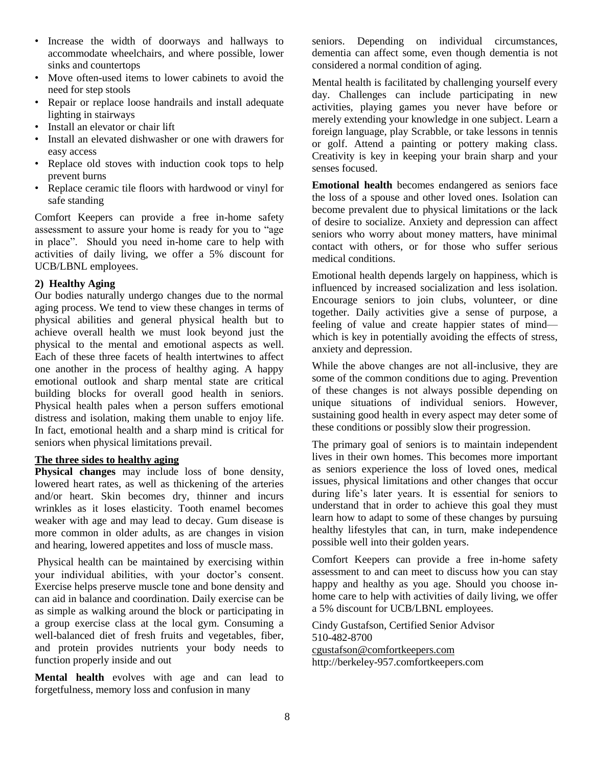- Increase the width of doorways and hallways to accommodate wheelchairs, and where possible, lower sinks and countertops
- Move often-used items to lower cabinets to avoid the need for step stools
- Repair or replace loose handrails and install adequate lighting in stairways
- Install an elevator or chair lift
- Install an elevated dishwasher or one with drawers for easy access
- Replace old stoves with induction cook tops to help prevent burns
- Replace ceramic tile floors with hardwood or vinyl for safe standing

Comfort Keepers can provide a free in-home safety assessment to assure your home is ready for you to "age in place". Should you need in-home care to help with activities of daily living, we offer a 5% discount for UCB/LBNL employees.

**2) Healthy Aging**

Our bodies naturally undergo changes due to the normal aging process. We tend to view these changes in terms of physical abilities and general physical health but to achieve overall health we must look beyond just the physical to the mental and emotional aspects as well. Each of these three facets of health intertwines to affect one another in the process of healthy aging. A happy emotional outlook and sharp mental state are critical building blocks for overall good health in seniors. Physical health pales when a person suffers emotional distress and isolation, making them unable to enjoy life. In fact, emotional health and a sharp mind is critical for seniors when physical limitations prevail.

**The three sides to healthy aging**

**Physical changes** may include loss of bone density, lowered heart rates, as well as thickening of the arteries and/or heart. Skin becomes dry, thinner and incurs wrinkles as it loses elasticity. Tooth enamel becomes weaker with age and may lead to decay. Gum disease is more common in older adults, as are changes in vision and hearing, lowered appetites and loss of muscle mass.

Physical health can be maintained by exercising within your individual abilities, with your doctor's consent. Exercise helps preserve muscle tone and bone density and can aid in balance and coordination. Daily exercise can be as simple as walking around the block or participating in a group exercise class at the local gym. Consuming a well-balanced diet of fresh fruits and vegetables, fiber, and protein provides nutrients your body needs to function properly inside and out

**Mental health** evolves with age and can lead to forgetfulness, memory loss and confusion in many seniors. Depending on individual circumstances, dementia can affect some, even though dementia is not considered a normal condition of aging.

Mental health is facilitated by challenging yourself every day. Challenges can include participating in new activities, playing games you never have before or merely extending your knowledge in one subject. Learn a foreign language, play Scrabble, or take lessons in tennis or golf. Attend a painting or pottery making class. Creativity is key in keeping your brain sharp and your senses focused.

**Emotional health** becomes endangered as seniors face the loss of a spouse and other loved ones. Isolation can become prevalent due to physical limitations or the lack of desire to socialize. Anxiety and depression can affect seniors who worry about money matters, have minimal contact with others, or for those who suffer serious medical conditions.

Emotional health depends largely on happiness, which is influenced by increased socialization and less isolation. Encourage seniors to join clubs, volunteer, or dine together. Daily activities give a sense of purpose, a feeling of value and create happier states of mind—which is key in potentially avoiding the effects of stress, anxiety and depression.

While the above changes are not all-inclusive, they are some of the common conditions due to aging. Prevention of these changes is not always possible depending on unique situations of individual seniors. However, sustaining good health in every aspect may deter some of these conditions or possibly slow their progression.

The primary goal of seniors is to maintain independent lives in their own homes. This becomes more important as seniors experience the loss of loved ones, medical issues, physical limitations and other changes that occur during life's later years. It is essential for seniors to understand that in order to achieve this goal they must learn how to adapt to some of these changes by pursuing healthy lifestyles that can, in turn, make independence possible well into their golden years.

Comfort Keepers can provide a free in-home safety assessment to and can meet to discuss how you can stay happy and healthy as you age. Should you choose in-home care to help with activities of daily living, we offer a 5% discount for UCB/LBNL employees.

Cindy Gustafson, Certified Senior Advisor
510-482-8700
cgustafson@comfortkeepers.com
http://berkeley-957.comfortkeepers.com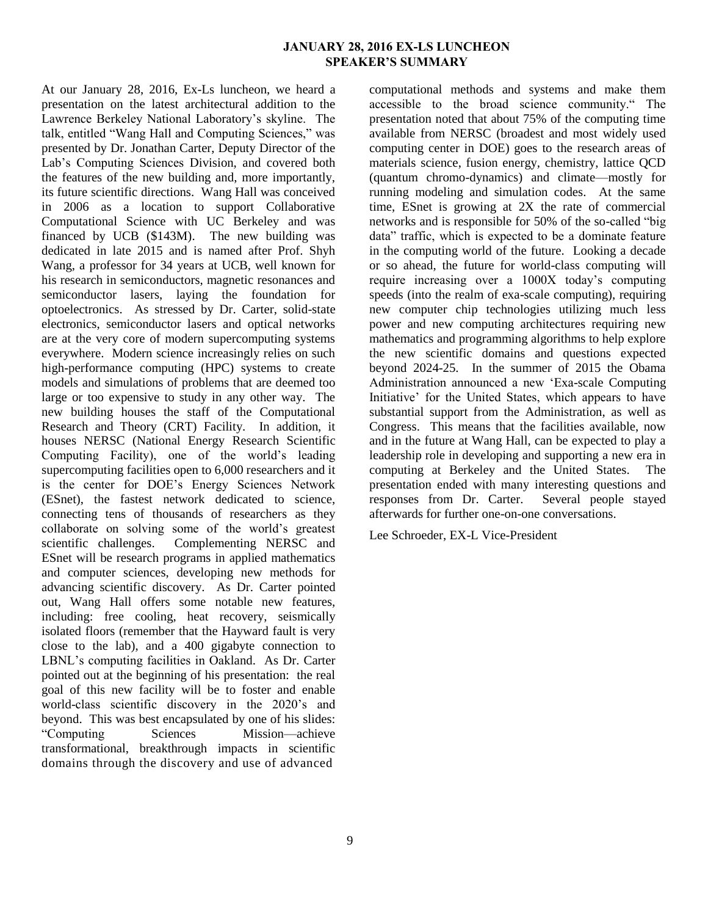# JANUARY 28, 2016 EX-LS LUNCHEON SPEAKER'S SUMMARY

At our January 28, 2016, Ex-Ls luncheon, we heard a presentation on the latest architectural addition to the Lawrence Berkeley National Laboratory's skyline. The talk, entitled "Wang Hall and Computing Sciences," was presented by Dr. Jonathan Carter, Deputy Director of the Lab's Computing Sciences Division, and covered both the features of the new building and, more importantly, its future scientific directions. Wang Hall was conceived in 2006 as a location to support Collaborative Computational Science with UC Berkeley and was financed by UCB ($143M). The new building was dedicated in late 2015 and is named after Prof. Shyh Wang, a professor for 34 years at UCB, well known for his research in semiconductors, magnetic resonances and semiconductor lasers, laying the foundation for optoelectronics. As stressed by Dr. Carter, solid-state electronics, semiconductor lasers and optical networks are at the very core of modern supercomputing systems everywhere. Modern science increasingly relies on such high-performance computing (HPC) systems to create models and simulations of problems that are deemed too large or too expensive to study in any other way. The new building houses the staff of the Computational Research and Theory (CRT) Facility. In addition, it houses NERSC (National Energy Research Scientific Computing Facility), one of the world's leading supercomputing facilities open to 6,000 researchers and it is the center for DOE's Energy Sciences Network (ESnet), the fastest network dedicated to science, connecting tens of thousands of researchers as they collaborate on solving some of the world's greatest scientific challenges. Complementing NERSC and ESnet will be research programs in applied mathematics and computer sciences, developing new methods for advancing scientific discovery. As Dr. Carter pointed out, Wang Hall offers some notable new features, including: free cooling, heat recovery, seismically isolated floors (remember that the Hayward fault is very close to the lab), and a 400 gigabyte connection to LBNL's computing facilities in Oakland. As Dr. Carter pointed out at the beginning of his presentation: the real goal of this new facility will be to foster and enable world-class scientific discovery in the 2020's and beyond. This was best encapsulated by one of his slides: "Computing Sciences Mission—achieve transformational, breakthrough impacts in scientific domains through the discovery and use of advanced computational methods and systems and make them accessible to the broad science community." The presentation noted that about 75% of the computing time available from NERSC (broadest and most widely used computing center in DOE) goes to the research areas of materials science, fusion energy, chemistry, lattice QCD (quantum chromo-dynamics) and climate—mostly for running modeling and simulation codes. At the same time, ESnet is growing at 2X the rate of commercial networks and is responsible for 50% of the so-called "big data" traffic, which is expected to be a dominate feature in the computing world of the future. Looking a decade or so ahead, the future for world-class computing will require increasing over a 1000X today's computing speeds (into the realm of exa-scale computing), requiring new computer chip technologies utilizing much less power and new computing architectures requiring new mathematics and programming algorithms to help explore the new scientific domains and questions expected beyond 2024-25. In the summer of 2015 the Obama Administration announced a new 'Exa-scale Computing Initiative' for the United States, which appears to have substantial support from the Administration, as well as Congress. This means that the facilities available, now and in the future at Wang Hall, can be expected to play a leadership role in developing and supporting a new era in computing at Berkeley and the United States. The presentation ended with many interesting questions and responses from Dr. Carter. Several people stayed afterwards for further one-on-one conversations.

Lee Schroeder, EX-L Vice-President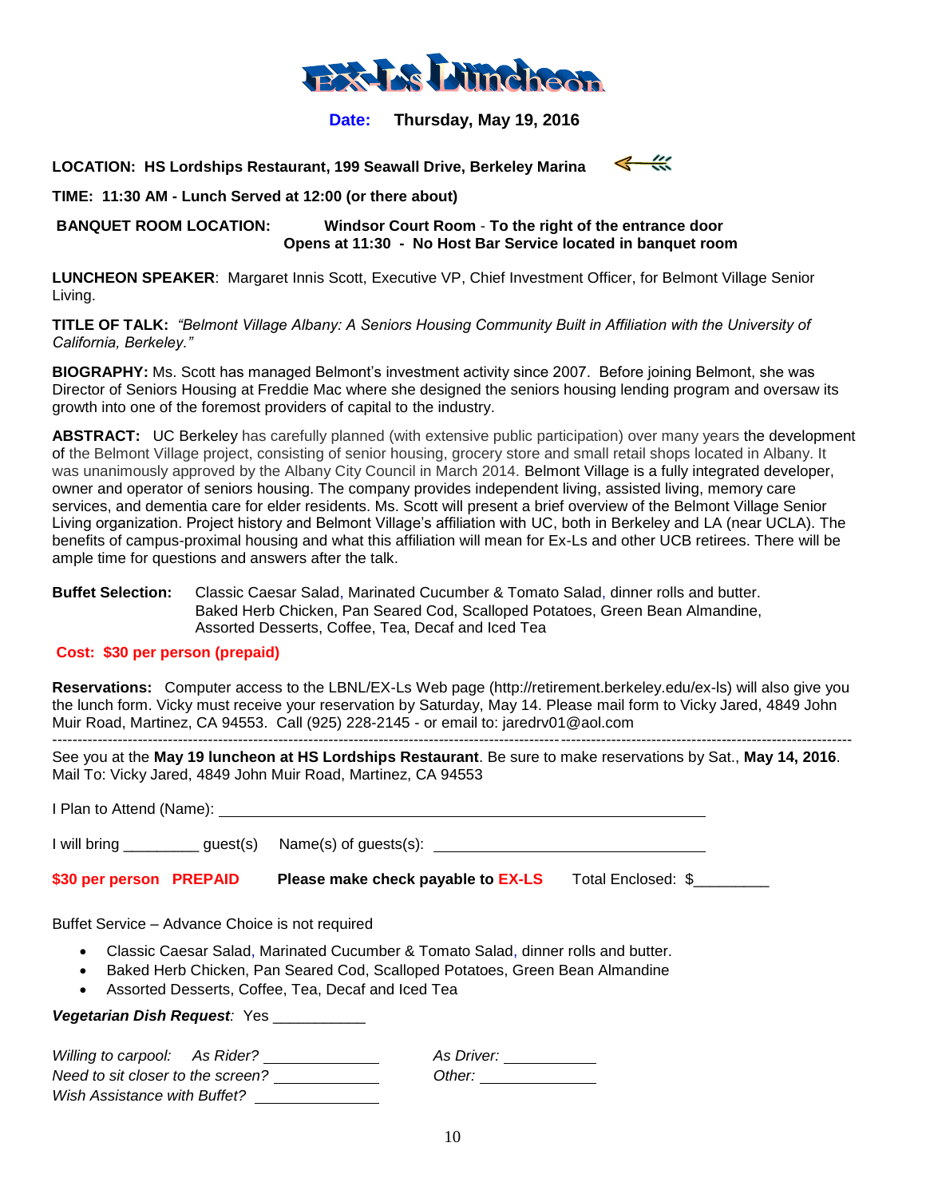# EX-Ls Luncheon

**Date: Thursday, May 19, 2016**

**LOCATION: HS Lordships Restaurant, 199 Seawall Drive, Berkeley Marina**

**TIME: 11:30 AM - Lunch Served at 12:00 (or there about)**

**BANQUET ROOM LOCATION: Windsor Court Room - To the right of the entrance door**
**Opens at 11:30 - No Host Bar Service located in banquet room**

**LUNCHEON SPEAKER**: Margaret Innis Scott, Executive VP, Chief Investment Officer, for Belmont Village Senior Living.

**TITLE OF TALK:** *"Belmont Village Albany: A Seniors Housing Community Built in Affiliation with the University of California, Berkeley."*

**BIOGRAPHY:** Ms. Scott has managed Belmont's investment activity since 2007. Before joining Belmont, she was Director of Seniors Housing at Freddie Mac where she designed the seniors housing lending program and oversaw its growth into one of the foremost providers of capital to the industry.

**ABSTRACT:** UC Berkeley has carefully planned (with extensive public participation) over many years the development of the Belmont Village project, consisting of senior housing, grocery store and small retail shops located in Albany. It was unanimously approved by the Albany City Council in March 2014. Belmont Village is a fully integrated developer, owner and operator of seniors housing. The company provides independent living, assisted living, memory care services, and dementia care for elder residents. Ms. Scott will present a brief overview of the Belmont Village Senior Living organization. Project history and Belmont Village's affiliation with UC, both in Berkeley and LA (near UCLA). The benefits of campus-proximal housing and what this affiliation will mean for Ex-Ls and other UCB retirees. There will be ample time for questions and answers after the talk.

**Buffet Selection:** Classic Caesar Salad, Marinated Cucumber & Tomato Salad, dinner rolls and butter. Baked Herb Chicken, Pan Seared Cod, Scalloped Potatoes, Green Bean Almandine, Assorted Desserts, Coffee, Tea, Decaf and Iced Tea

**Cost: $30 per person (prepaid)**

**Reservations:** Computer access to the LBNL/EX-Ls Web page (http://retirement.berkeley.edu/ex-ls) will also give you the lunch form. Vicky must receive your reservation by Saturday, May 14. Please mail form to Vicky Jared, 4849 John Muir Road, Martinez, CA 94553. Call (925) 228-2145 - or email to: jaredrv01@aol.com

---

See you at the **May 19 luncheon at HS Lordships Restaurant**. Be sure to make reservations by Sat., **May 14, 2016**.
Mail To: Vicky Jared, 4849 John Muir Road, Martinez, CA 94553

I Plan to Attend (Name): ____________________

I will bring _________ guest(s) Name(s) of guests(s): ____________________

**$30 per person PREPAID** **Please make check payable to EX-LS** Total Enclosed: $_________

Buffet Service – Advance Choice is not required

- Classic Caesar Salad, Marinated Cucumber & Tomato Salad, dinner rolls and butter.
- Baked Herb Chicken, Pan Seared Cod, Scalloped Potatoes, Green Bean Almandine
- Assorted Desserts, Coffee, Tea, Decaf and Iced Tea

***Vegetarian Dish Request**:* Yes ___________

*Willing to carpool: As Rider?* ____________ *As Driver:* ____________
*Need to sit closer to the screen?* ____________ *Other:* ____________
*Wish Assistance with Buffet?* ____________